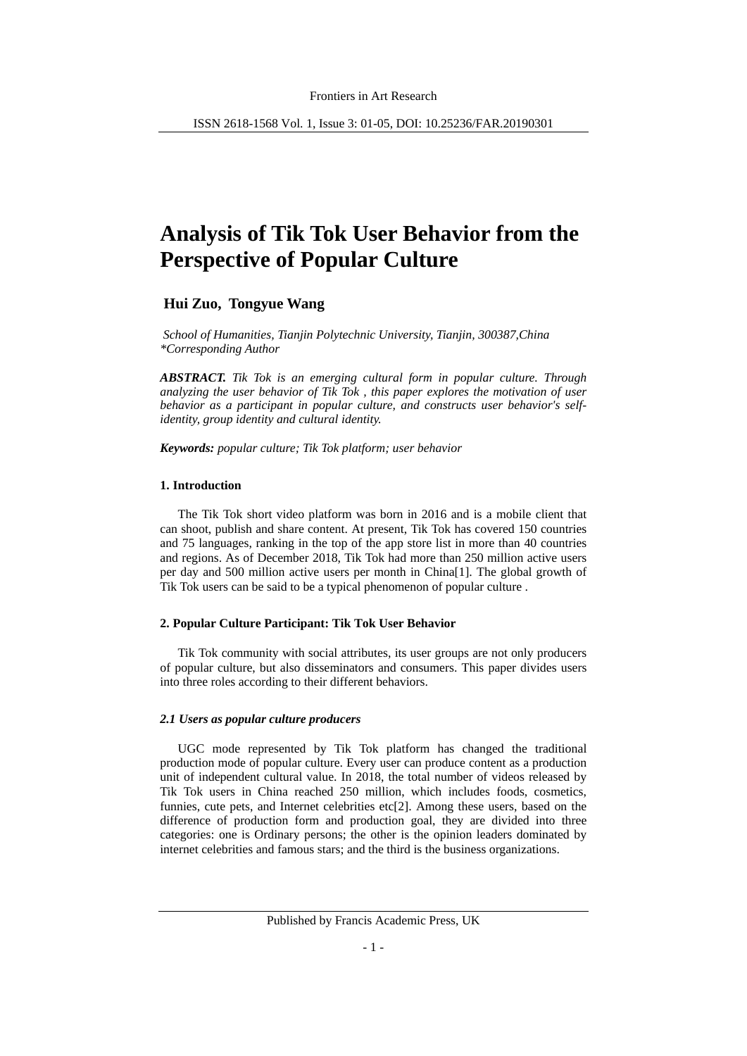# Analysis of Tik Tok User Behavior from the Perspective of Popular Culture

**Hui Zuo, Tongyue Wang**

*School of Humanities, Tianjin Polytechnic University, Tianjin, 300387,China*
*\*Corresponding Author*

***ABSTRACT.*** *Tik Tok is an emerging cultural form in popular culture. Through analyzing the user behavior of Tik Tok , this paper explores the motivation of user behavior as a participant in popular culture, and constructs user behavior's self-identity, group identity and cultural identity.*

***Keywords:*** *popular culture; Tik Tok platform; user behavior*

## 1. Introduction

The Tik Tok short video platform was born in 2016 and is a mobile client that can shoot, publish and share content. At present, Tik Tok has covered 150 countries and 75 languages, ranking in the top of the app store list in more than 40 countries and regions. As of December 2018, Tik Tok had more than 250 million active users per day and 500 million active users per month in China[1]. The global growth of Tik Tok users can be said to be a typical phenomenon of popular culture .

## 2. Popular Culture Participant: Tik Tok User Behavior

Tik Tok community with social attributes, its user groups are not only producers of popular culture, but also disseminators and consumers. This paper divides users into three roles according to their different behaviors.

### *2.1 Users as popular culture producers*

UGC mode represented by Tik Tok platform has changed the traditional production mode of popular culture. Every user can produce content as a production unit of independent cultural value. In 2018, the total number of videos released by Tik Tok users in China reached 250 million, which includes foods, cosmetics, funnies, cute pets, and Internet celebrities etc[2]. Among these users, based on the difference of production form and production goal, they are divided into three categories: one is Ordinary persons; the other is the opinion leaders dominated by internet celebrities and famous stars; and the third is the business organizations.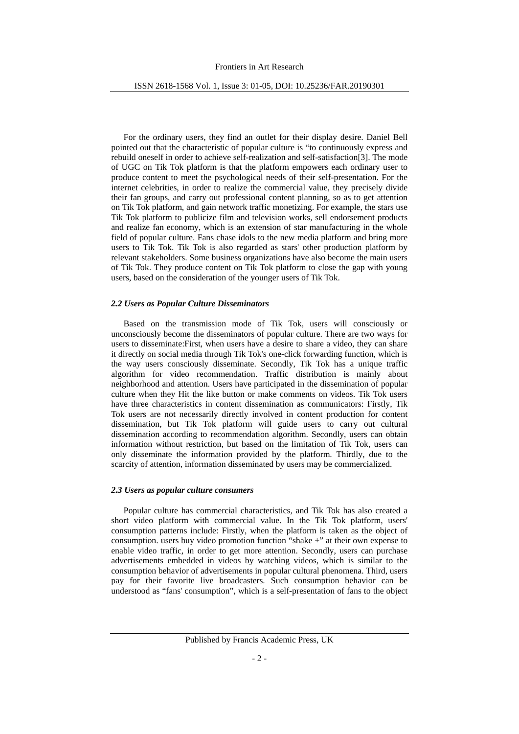For the ordinary users, they find an outlet for their display desire. Daniel Bell pointed out that the characteristic of popular culture is "to continuously express and rebuild oneself in order to achieve self-realization and self-satisfaction[3]. The mode of UGC on Tik Tok platform is that the platform empowers each ordinary user to produce content to meet the psychological needs of their self-presentation. For the internet celebrities, in order to realize the commercial value, they precisely divide their fan groups, and carry out professional content planning, so as to get attention on Tik Tok platform, and gain network traffic monetizing. For example, the stars use Tik Tok platform to publicize film and television works, sell endorsement products and realize fan economy, which is an extension of star manufacturing in the whole field of popular culture. Fans chase idols to the new media platform and bring more users to Tik Tok. Tik Tok is also regarded as stars' other production platform by relevant stakeholders. Some business organizations have also become the main users of Tik Tok. They produce content on Tik Tok platform to close the gap with young users, based on the consideration of the younger users of Tik Tok.

### *2.2 Users as Popular Culture Disseminators*

Based on the transmission mode of Tik Tok, users will consciously or unconsciously become the disseminators of popular culture. There are two ways for users to disseminate:First, when users have a desire to share a video, they can share it directly on social media through Tik Tok's one-click forwarding function, which is the way users consciously disseminate. Secondly, Tik Tok has a unique traffic algorithm for video recommendation. Traffic distribution is mainly about neighborhood and attention. Users have participated in the dissemination of popular culture when they Hit the like button or make comments on videos. Tik Tok users have three characteristics in content dissemination as communicators: Firstly, Tik Tok users are not necessarily directly involved in content production for content dissemination, but Tik Tok platform will guide users to carry out cultural dissemination according to recommendation algorithm. Secondly, users can obtain information without restriction, but based on the limitation of Tik Tok, users can only disseminate the information provided by the platform. Thirdly, due to the scarcity of attention, information disseminated by users may be commercialized.

### *2.3 Users as popular culture consumers*

Popular culture has commercial characteristics, and Tik Tok has also created a short video platform with commercial value. In the Tik Tok platform, users' consumption patterns include: Firstly, when the platform is taken as the object of consumption. users buy video promotion function "shake +" at their own expense to enable video traffic, in order to get more attention. Secondly, users can purchase advertisements embedded in videos by watching videos, which is similar to the consumption behavior of advertisements in popular cultural phenomena. Third, users pay for their favorite live broadcasters. Such consumption behavior can be understood as "fans' consumption", which is a self-presentation of fans to the object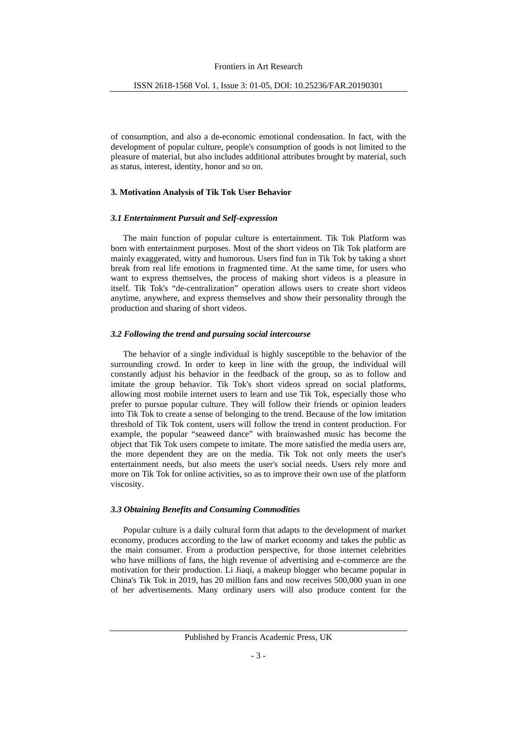of consumption, and also a de-economic emotional condensation. In fact, with the development of popular culture, people's consumption of goods is not limited to the pleasure of material, but also includes additional attributes brought by material, such as status, interest, identity, honor and so on.

## 3. Motivation Analysis of Tik Tok User Behavior

### *3.1 Entertainment Pursuit and Self-expression*

The main function of popular culture is entertainment. Tik Tok Platform was born with entertainment purposes. Most of the short videos on Tik Tok platform are mainly exaggerated, witty and humorous. Users find fun in Tik Tok by taking a short break from real life emotions in fragmented time. At the same time, for users who want to express themselves, the process of making short videos is a pleasure in itself. Tik Tok's "de-centralization" operation allows users to create short videos anytime, anywhere, and express themselves and show their personality through the production and sharing of short videos.

### *3.2 Following the trend and pursuing social intercourse*

The behavior of a single individual is highly susceptible to the behavior of the surrounding crowd. In order to keep in line with the group, the individual will constantly adjust his behavior in the feedback of the group, so as to follow and imitate the group behavior. Tik Tok's short videos spread on social platforms, allowing most mobile internet users to learn and use Tik Tok, especially those who prefer to pursue popular culture. They will follow their friends or opinion leaders into Tik Tok to create a sense of belonging to the trend. Because of the low imitation threshold of Tik Tok content, users will follow the trend in content production. For example, the popular "seaweed dance" with brainwashed music has become the object that Tik Tok users compete to imitate. The more satisfied the media users are, the more dependent they are on the media. Tik Tok not only meets the user's entertainment needs, but also meets the user's social needs. Users rely more and more on Tik Tok for online activities, so as to improve their own use of the platform viscosity.

### *3.3 Obtaining Benefits and Consuming Commodities*

Popular culture is a daily cultural form that adapts to the development of market economy, produces according to the law of market economy and takes the public as the main consumer. From a production perspective, for those internet celebrities who have millions of fans, the high revenue of advertising and e-commerce are the motivation for their production. Li Jiaqi, a makeup blogger who became popular in China's Tik Tok in 2019, has 20 million fans and now receives 500,000 yuan in one of her advertisements. Many ordinary users will also produce content for the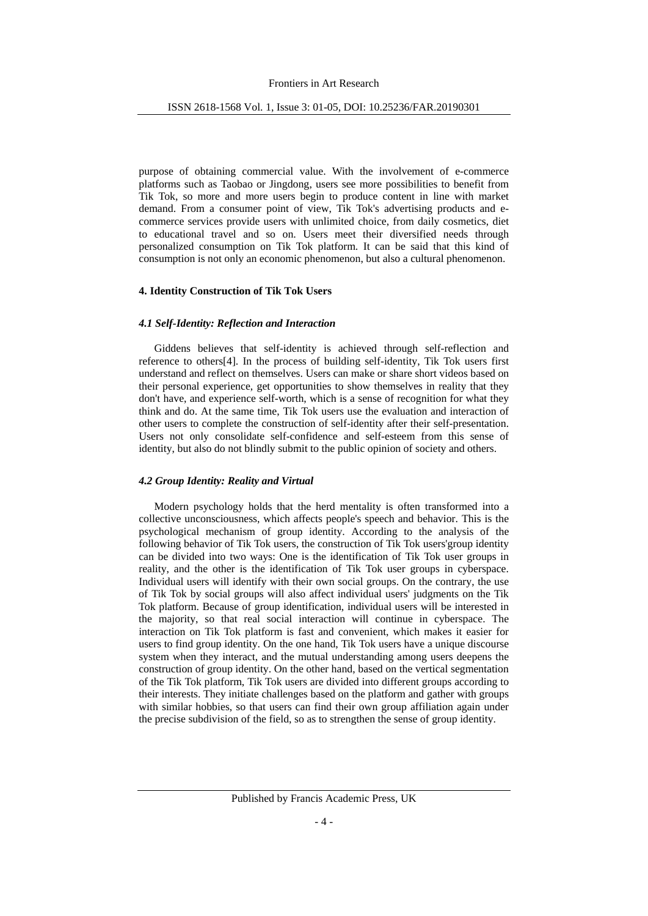purpose of obtaining commercial value. With the involvement of e-commerce platforms such as Taobao or Jingdong, users see more possibilities to benefit from Tik Tok, so more and more users begin to produce content in line with market demand. From a consumer point of view, Tik Tok's advertising products and e-commerce services provide users with unlimited choice, from daily cosmetics, diet to educational travel and so on. Users meet their diversified needs through personalized consumption on Tik Tok platform. It can be said that this kind of consumption is not only an economic phenomenon, but also a cultural phenomenon.

## 4. Identity Construction of Tik Tok Users

### *4.1 Self-Identity: Reflection and Interaction*

Giddens believes that self-identity is achieved through self-reflection and reference to others[4]. In the process of building self-identity, Tik Tok users first understand and reflect on themselves. Users can make or share short videos based on their personal experience, get opportunities to show themselves in reality that they don't have, and experience self-worth, which is a sense of recognition for what they think and do. At the same time, Tik Tok users use the evaluation and interaction of other users to complete the construction of self-identity after their self-presentation. Users not only consolidate self-confidence and self-esteem from this sense of identity, but also do not blindly submit to the public opinion of society and others.

### *4.2 Group Identity: Reality and Virtual*

Modern psychology holds that the herd mentality is often transformed into a collective unconsciousness, which affects people's speech and behavior. This is the psychological mechanism of group identity. According to the analysis of the following behavior of Tik Tok users, the construction of Tik Tok users'group identity can be divided into two ways: One is the identification of Tik Tok user groups in reality, and the other is the identification of Tik Tok user groups in cyberspace. Individual users will identify with their own social groups. On the contrary, the use of Tik Tok by social groups will also affect individual users' judgments on the Tik Tok platform. Because of group identification, individual users will be interested in the majority, so that real social interaction will continue in cyberspace. The interaction on Tik Tok platform is fast and convenient, which makes it easier for users to find group identity. On the one hand, Tik Tok users have a unique discourse system when they interact, and the mutual understanding among users deepens the construction of group identity. On the other hand, based on the vertical segmentation of the Tik Tok platform, Tik Tok users are divided into different groups according to their interests. They initiate challenges based on the platform and gather with groups with similar hobbies, so that users can find their own group affiliation again under the precise subdivision of the field, so as to strengthen the sense of group identity.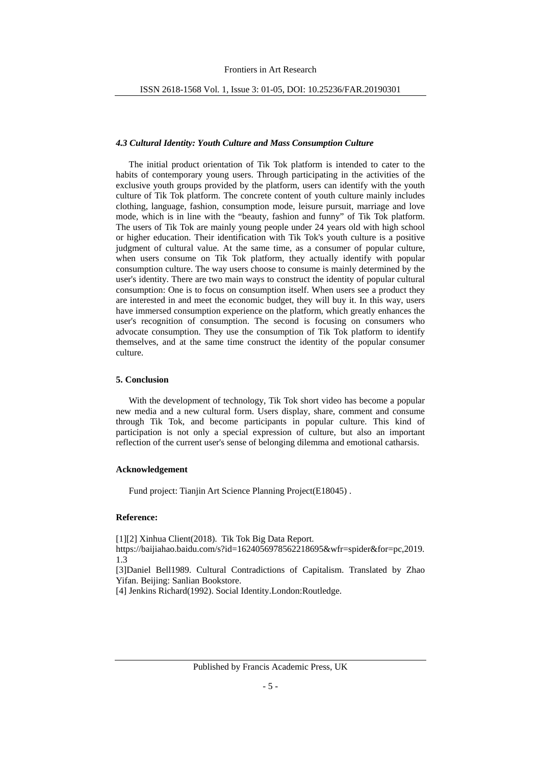### *4.3 Cultural Identity: Youth Culture and Mass Consumption Culture*

The initial product orientation of Tik Tok platform is intended to cater to the habits of contemporary young users. Through participating in the activities of the exclusive youth groups provided by the platform, users can identify with the youth culture of Tik Tok platform. The concrete content of youth culture mainly includes clothing, language, fashion, consumption mode, leisure pursuit, marriage and love mode, which is in line with the "beauty, fashion and funny" of Tik Tok platform. The users of Tik Tok are mainly young people under 24 years old with high school or higher education. Their identification with Tik Tok's youth culture is a positive judgment of cultural value. At the same time, as a consumer of popular culture, when users consume on Tik Tok platform, they actually identify with popular consumption culture. The way users choose to consume is mainly determined by the user's identity. There are two main ways to construct the identity of popular cultural consumption: One is to focus on consumption itself. When users see a product they are interested in and meet the economic budget, they will buy it. In this way, users have immersed consumption experience on the platform, which greatly enhances the user's recognition of consumption. The second is focusing on consumers who advocate consumption. They use the consumption of Tik Tok platform to identify themselves, and at the same time construct the identity of the popular consumer culture.

## 5. Conclusion

With the development of technology, Tik Tok short video has become a popular new media and a new cultural form. Users display, share, comment and consume through Tik Tok, and become participants in popular culture. This kind of participation is not only a special expression of culture, but also an important reflection of the current user's sense of belonging dilemma and emotional catharsis.

## Acknowledgement

Fund project: Tianjin Art Science Planning Project(E18045) .

## Reference:

[1][2] Xinhua Client(2018). Tik Tok Big Data Report. https://baijiahao.baidu.com/s?id=1624056978562218695&wfr=spider&for=pc,2019.1.3

[3]Daniel Bell1989. Cultural Contradictions of Capitalism. Translated by Zhao Yifan. Beijing: Sanlian Bookstore.

[4] Jenkins Richard(1992). Social Identity.London:Routledge.